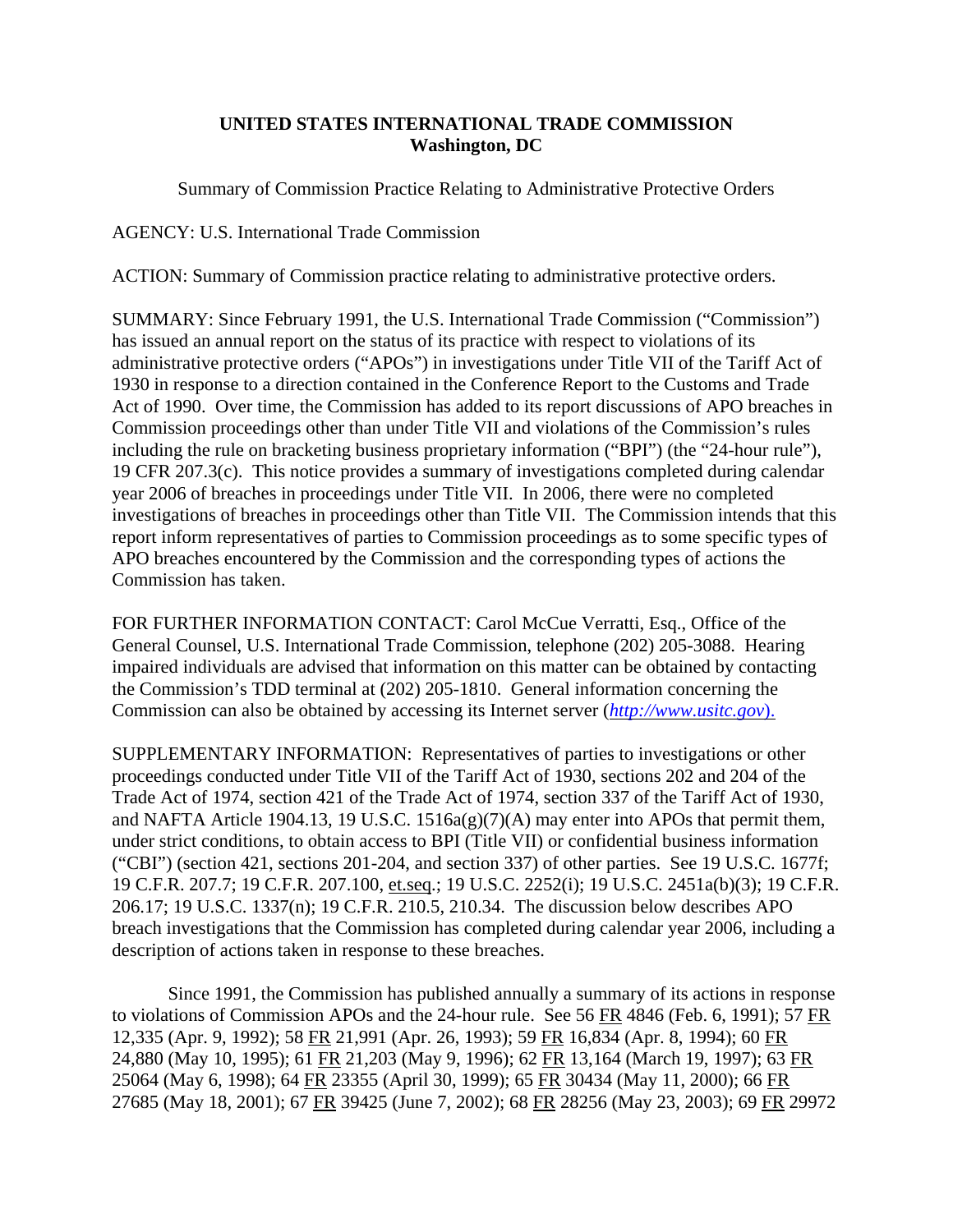**UNITED STATES INTERNATIONAL TRADE COMMISSION**
**Washington, DC**

Summary of Commission Practice Relating to Administrative Protective Orders

AGENCY: U.S. International Trade Commission

ACTION: Summary of Commission practice relating to administrative protective orders.

SUMMARY: Since February 1991, the U.S. International Trade Commission ("Commission") has issued an annual report on the status of its practice with respect to violations of its administrative protective orders ("APOs") in investigations under Title VII of the Tariff Act of 1930 in response to a direction contained in the Conference Report to the Customs and Trade Act of 1990. Over time, the Commission has added to its report discussions of APO breaches in Commission proceedings other than under Title VII and violations of the Commission's rules including the rule on bracketing business proprietary information ("BPI") (the "24-hour rule"), 19 CFR 207.3(c). This notice provides a summary of investigations completed during calendar year 2006 of breaches in proceedings under Title VII. In 2006, there were no completed investigations of breaches in proceedings other than Title VII. The Commission intends that this report inform representatives of parties to Commission proceedings as to some specific types of APO breaches encountered by the Commission and the corresponding types of actions the Commission has taken.

FOR FURTHER INFORMATION CONTACT: Carol McCue Verratti, Esq., Office of the General Counsel, U.S. International Trade Commission, telephone (202) 205-3088. Hearing impaired individuals are advised that information on this matter can be obtained by contacting the Commission's TDD terminal at (202) 205-1810. General information concerning the Commission can also be obtained by accessing its Internet server (*http://www.usitc.gov*).

SUPPLEMENTARY INFORMATION: Representatives of parties to investigations or other proceedings conducted under Title VII of the Tariff Act of 1930, sections 202 and 204 of the Trade Act of 1974, section 421 of the Trade Act of 1974, section 337 of the Tariff Act of 1930, and NAFTA Article 1904.13, 19 U.S.C. 1516a(g)(7)(A) may enter into APOs that permit them, under strict conditions, to obtain access to BPI (Title VII) or confidential business information ("CBI") (section 421, sections 201-204, and section 337) of other parties. See 19 U.S.C. 1677f; 19 C.F.R. 207.7; 19 C.F.R. 207.100, et.seq.; 19 U.S.C. 2252(i); 19 U.S.C. 2451a(b)(3); 19 C.F.R. 206.17; 19 U.S.C. 1337(n); 19 C.F.R. 210.5, 210.34. The discussion below describes APO breach investigations that the Commission has completed during calendar year 2006, including a description of actions taken in response to these breaches.

Since 1991, the Commission has published annually a summary of its actions in response to violations of Commission APOs and the 24-hour rule. See 56 FR 4846 (Feb. 6, 1991); 57 FR 12,335 (Apr. 9, 1992); 58 FR 21,991 (Apr. 26, 1993); 59 FR 16,834 (Apr. 8, 1994); 60 FR 24,880 (May 10, 1995); 61 FR 21,203 (May 9, 1996); 62 FR 13,164 (March 19, 1997); 63 FR 25064 (May 6, 1998); 64 FR 23355 (April 30, 1999); 65 FR 30434 (May 11, 2000); 66 FR 27685 (May 18, 2001); 67 FR 39425 (June 7, 2002); 68 FR 28256 (May 23, 2003); 69 FR 29972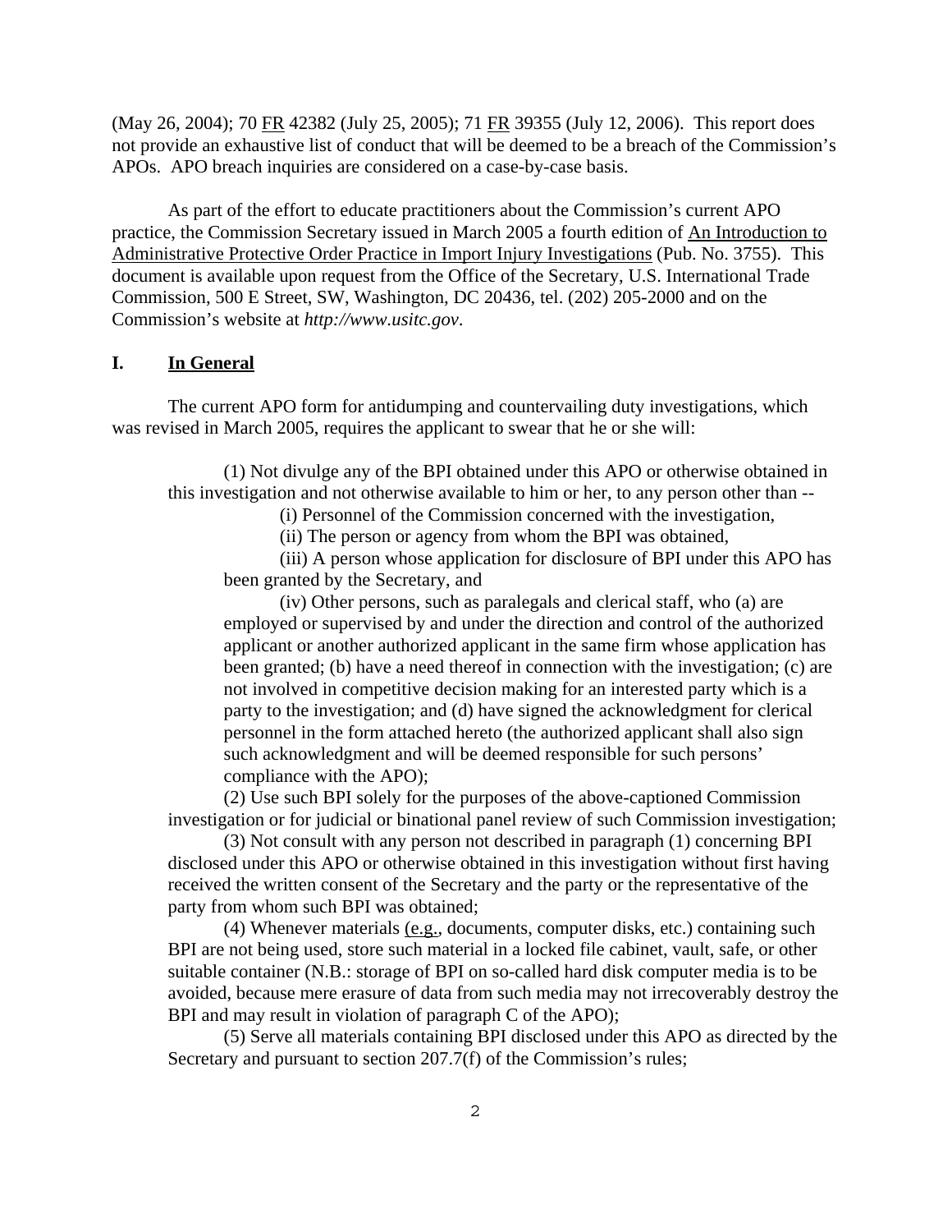(May 26, 2004); 70 FR 42382 (July 25, 2005); 71 FR 39355 (July 12, 2006). This report does not provide an exhaustive list of conduct that will be deemed to be a breach of the Commission's APOs. APO breach inquiries are considered on a case-by-case basis.

As part of the effort to educate practitioners about the Commission's current APO practice, the Commission Secretary issued in March 2005 a fourth edition of An Introduction to Administrative Protective Order Practice in Import Injury Investigations (Pub. No. 3755). This document is available upon request from the Office of the Secretary, U.S. International Trade Commission, 500 E Street, SW, Washington, DC 20436, tel. (202) 205-2000 and on the Commission's website at *http://www.usitc.gov*.

## I. In General

The current APO form for antidumping and countervailing duty investigations, which was revised in March 2005, requires the applicant to swear that he or she will:

> (1) Not divulge any of the BPI obtained under this APO or otherwise obtained in this investigation and not otherwise available to him or her, to any person other than --
>
> (i) Personnel of the Commission concerned with the investigation,
>
> (ii) The person or agency from whom the BPI was obtained,
>
> (iii) A person whose application for disclosure of BPI under this APO has been granted by the Secretary, and
>
> (iv) Other persons, such as paralegals and clerical staff, who (a) are employed or supervised by and under the direction and control of the authorized applicant or another authorized applicant in the same firm whose application has been granted; (b) have a need thereof in connection with the investigation; (c) are not involved in competitive decision making for an interested party which is a party to the investigation; and (d) have signed the acknowledgment for clerical personnel in the form attached hereto (the authorized applicant shall also sign such acknowledgment and will be deemed responsible for such persons' compliance with the APO);
>
> (2) Use such BPI solely for the purposes of the above-captioned Commission investigation or for judicial or binational panel review of such Commission investigation;
>
> (3) Not consult with any person not described in paragraph (1) concerning BPI disclosed under this APO or otherwise obtained in this investigation without first having received the written consent of the Secretary and the party or the representative of the party from whom such BPI was obtained;
>
> (4) Whenever materials (e.g., documents, computer disks, etc.) containing such BPI are not being used, store such material in a locked file cabinet, vault, safe, or other suitable container (N.B.: storage of BPI on so-called hard disk computer media is to be avoided, because mere erasure of data from such media may not irrecoverably destroy the BPI and may result in violation of paragraph C of the APO);
>
> (5) Serve all materials containing BPI disclosed under this APO as directed by the Secretary and pursuant to section 207.7(f) of the Commission's rules;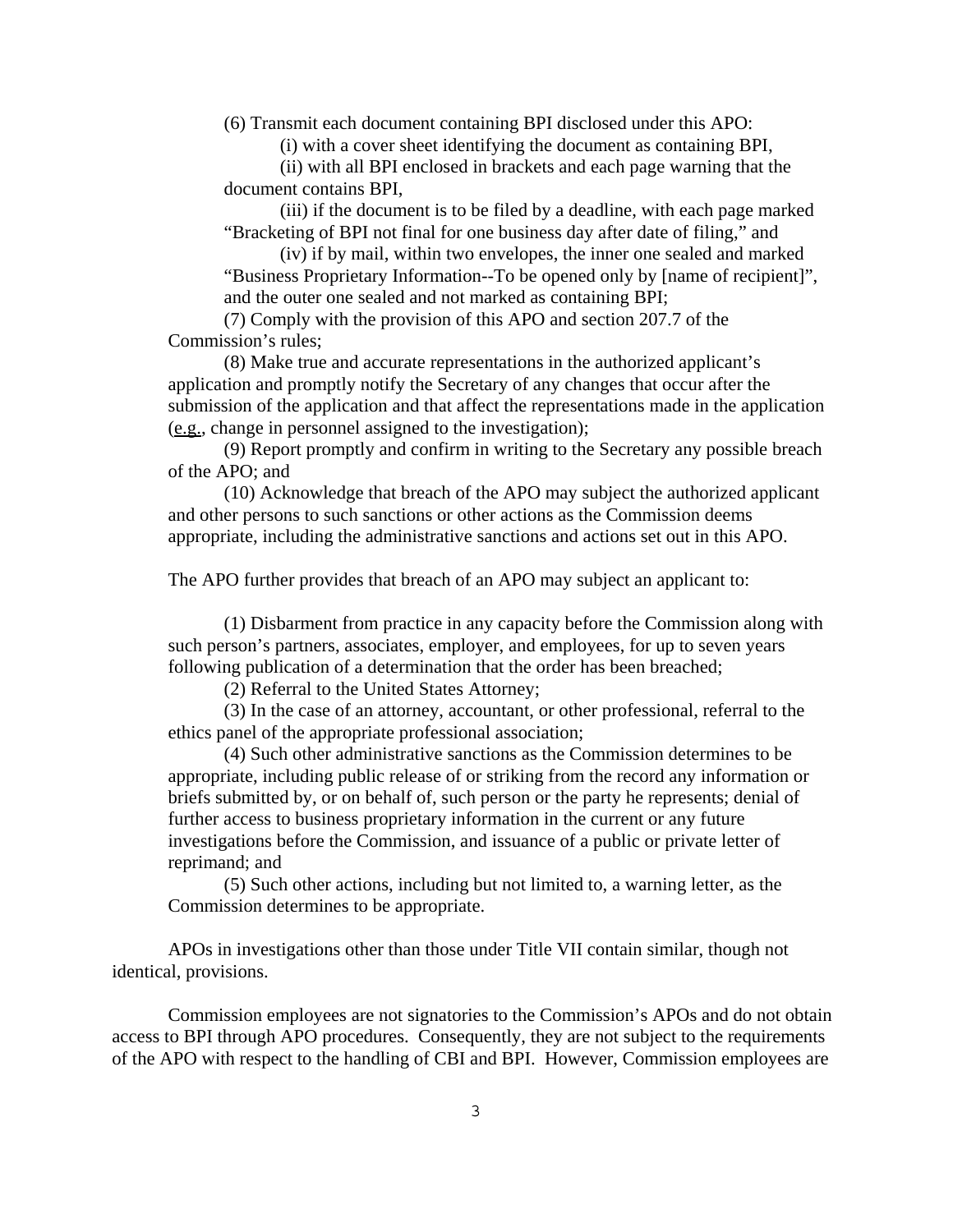(6) Transmit each document containing BPI disclosed under this APO:

(i) with a cover sheet identifying the document as containing BPI,

(ii) with all BPI enclosed in brackets and each page warning that the document contains BPI,

(iii) if the document is to be filed by a deadline, with each page marked "Bracketing of BPI not final for one business day after date of filing," and

(iv) if by mail, within two envelopes, the inner one sealed and marked "Business Proprietary Information--To be opened only by [name of recipient]", and the outer one sealed and not marked as containing BPI;

(7) Comply with the provision of this APO and section 207.7 of the Commission's rules;

(8) Make true and accurate representations in the authorized applicant's application and promptly notify the Secretary of any changes that occur after the submission of the application and that affect the representations made in the application (e.g., change in personnel assigned to the investigation);

(9) Report promptly and confirm in writing to the Secretary any possible breach of the APO; and

(10) Acknowledge that breach of the APO may subject the authorized applicant and other persons to such sanctions or other actions as the Commission deems appropriate, including the administrative sanctions and actions set out in this APO.

The APO further provides that breach of an APO may subject an applicant to:

(1) Disbarment from practice in any capacity before the Commission along with such person's partners, associates, employer, and employees, for up to seven years following publication of a determination that the order has been breached;

(2) Referral to the United States Attorney;

(3) In the case of an attorney, accountant, or other professional, referral to the ethics panel of the appropriate professional association;

(4) Such other administrative sanctions as the Commission determines to be appropriate, including public release of or striking from the record any information or briefs submitted by, or on behalf of, such person or the party he represents; denial of further access to business proprietary information in the current or any future investigations before the Commission, and issuance of a public or private letter of reprimand; and

(5) Such other actions, including but not limited to, a warning letter, as the Commission determines to be appropriate.

APOs in investigations other than those under Title VII contain similar, though not identical, provisions.

Commission employees are not signatories to the Commission's APOs and do not obtain access to BPI through APO procedures. Consequently, they are not subject to the requirements of the APO with respect to the handling of CBI and BPI. However, Commission employees are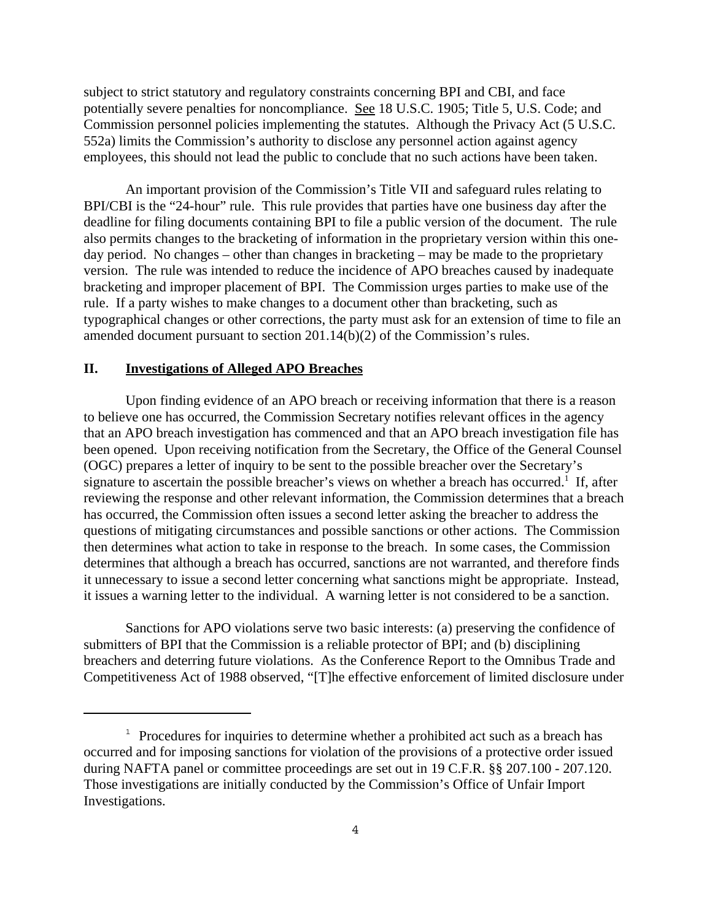subject to strict statutory and regulatory constraints concerning BPI and CBI, and face potentially severe penalties for noncompliance. See 18 U.S.C. 1905; Title 5, U.S. Code; and Commission personnel policies implementing the statutes. Although the Privacy Act (5 U.S.C. 552a) limits the Commission's authority to disclose any personnel action against agency employees, this should not lead the public to conclude that no such actions have been taken.

An important provision of the Commission's Title VII and safeguard rules relating to BPI/CBI is the "24-hour" rule. This rule provides that parties have one business day after the deadline for filing documents containing BPI to file a public version of the document. The rule also permits changes to the bracketing of information in the proprietary version within this one-day period. No changes – other than changes in bracketing – may be made to the proprietary version. The rule was intended to reduce the incidence of APO breaches caused by inadequate bracketing and improper placement of BPI. The Commission urges parties to make use of the rule. If a party wishes to make changes to a document other than bracketing, such as typographical changes or other corrections, the party must ask for an extension of time to file an amended document pursuant to section 201.14(b)(2) of the Commission's rules.

## II. Investigations of Alleged APO Breaches

Upon finding evidence of an APO breach or receiving information that there is a reason to believe one has occurred, the Commission Secretary notifies relevant offices in the agency that an APO breach investigation has commenced and that an APO breach investigation file has been opened. Upon receiving notification from the Secretary, the Office of the General Counsel (OGC) prepares a letter of inquiry to be sent to the possible breacher over the Secretary's signature to ascertain the possible breacher's views on whether a breach has occurred.[1] If, after reviewing the response and other relevant information, the Commission determines that a breach has occurred, the Commission often issues a second letter asking the breacher to address the questions of mitigating circumstances and possible sanctions or other actions. The Commission then determines what action to take in response to the breach. In some cases, the Commission determines that although a breach has occurred, sanctions are not warranted, and therefore finds it unnecessary to issue a second letter concerning what sanctions might be appropriate. Instead, it issues a warning letter to the individual. A warning letter is not considered to be a sanction.

Sanctions for APO violations serve two basic interests: (a) preserving the confidence of submitters of BPI that the Commission is a reliable protector of BPI; and (b) disciplining breachers and deterring future violations. As the Conference Report to the Omnibus Trade and Competitiveness Act of 1988 observed, "[T]he effective enforcement of limited disclosure under

---

[1] Procedures for inquiries to determine whether a prohibited act such as a breach has occurred and for imposing sanctions for violation of the provisions of a protective order issued during NAFTA panel or committee proceedings are set out in 19 C.F.R. §§ 207.100 - 207.120. Those investigations are initially conducted by the Commission's Office of Unfair Import Investigations.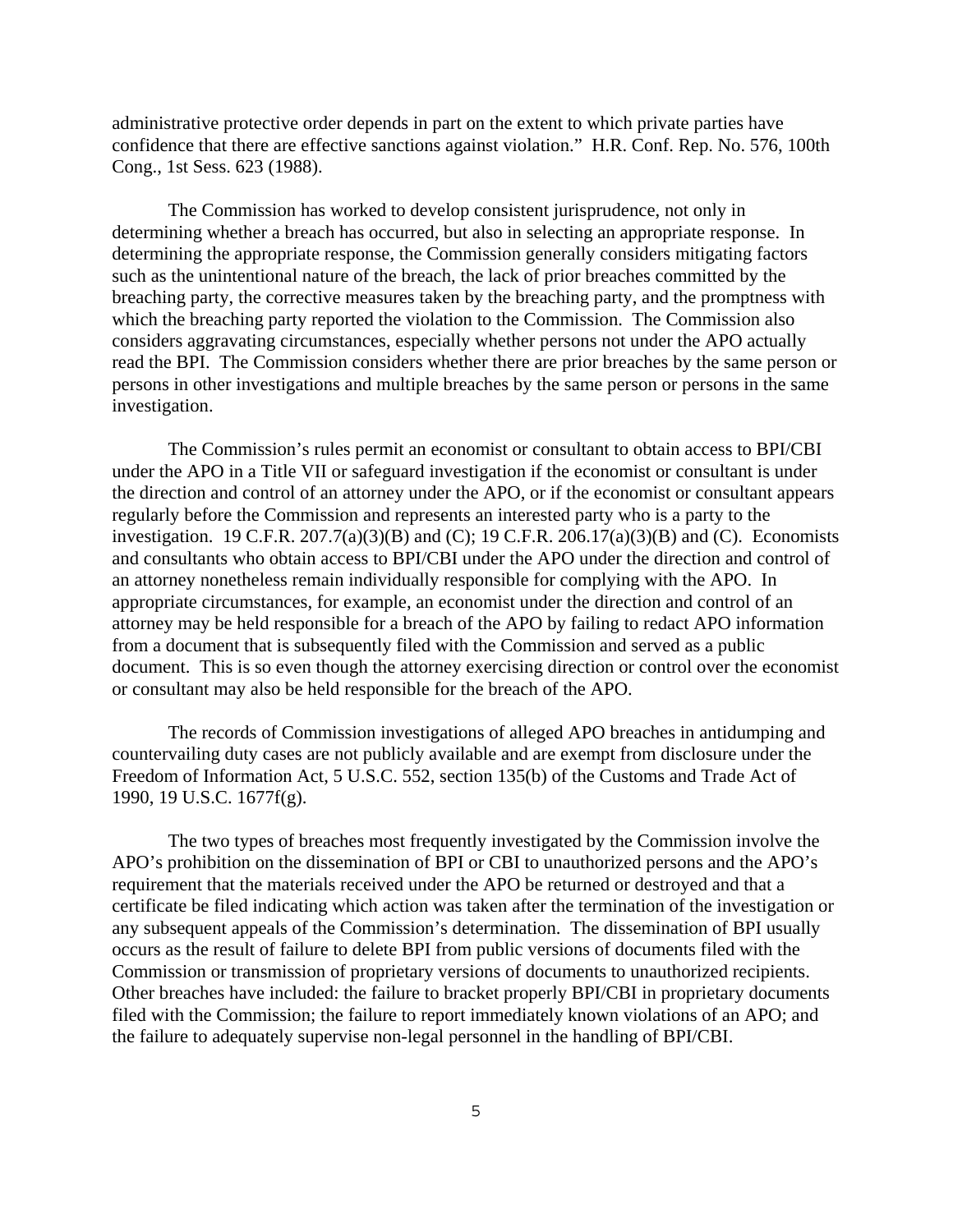administrative protective order depends in part on the extent to which private parties have confidence that there are effective sanctions against violation." H.R. Conf. Rep. No. 576, 100th Cong., 1st Sess. 623 (1988).

The Commission has worked to develop consistent jurisprudence, not only in determining whether a breach has occurred, but also in selecting an appropriate response. In determining the appropriate response, the Commission generally considers mitigating factors such as the unintentional nature of the breach, the lack of prior breaches committed by the breaching party, the corrective measures taken by the breaching party, and the promptness with which the breaching party reported the violation to the Commission. The Commission also considers aggravating circumstances, especially whether persons not under the APO actually read the BPI. The Commission considers whether there are prior breaches by the same person or persons in other investigations and multiple breaches by the same person or persons in the same investigation.

The Commission's rules permit an economist or consultant to obtain access to BPI/CBI under the APO in a Title VII or safeguard investigation if the economist or consultant is under the direction and control of an attorney under the APO, or if the economist or consultant appears regularly before the Commission and represents an interested party who is a party to the investigation. 19 C.F.R. 207.7(a)(3)(B) and (C); 19 C.F.R. 206.17(a)(3)(B) and (C). Economists and consultants who obtain access to BPI/CBI under the APO under the direction and control of an attorney nonetheless remain individually responsible for complying with the APO. In appropriate circumstances, for example, an economist under the direction and control of an attorney may be held responsible for a breach of the APO by failing to redact APO information from a document that is subsequently filed with the Commission and served as a public document. This is so even though the attorney exercising direction or control over the economist or consultant may also be held responsible for the breach of the APO.

The records of Commission investigations of alleged APO breaches in antidumping and countervailing duty cases are not publicly available and are exempt from disclosure under the Freedom of Information Act, 5 U.S.C. 552, section 135(b) of the Customs and Trade Act of 1990, 19 U.S.C. 1677f(g).

The two types of breaches most frequently investigated by the Commission involve the APO's prohibition on the dissemination of BPI or CBI to unauthorized persons and the APO's requirement that the materials received under the APO be returned or destroyed and that a certificate be filed indicating which action was taken after the termination of the investigation or any subsequent appeals of the Commission's determination. The dissemination of BPI usually occurs as the result of failure to delete BPI from public versions of documents filed with the Commission or transmission of proprietary versions of documents to unauthorized recipients. Other breaches have included: the failure to bracket properly BPI/CBI in proprietary documents filed with the Commission; the failure to report immediately known violations of an APO; and the failure to adequately supervise non-legal personnel in the handling of BPI/CBI.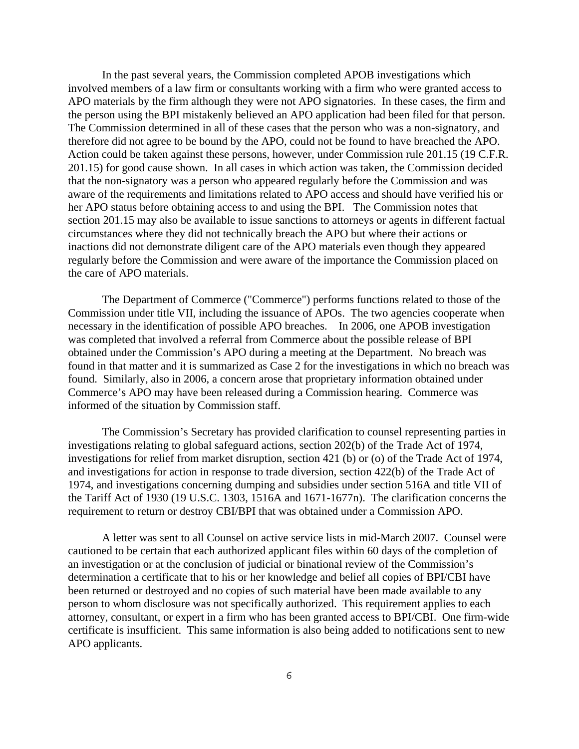In the past several years, the Commission completed APOB investigations which involved members of a law firm or consultants working with a firm who were granted access to APO materials by the firm although they were not APO signatories. In these cases, the firm and the person using the BPI mistakenly believed an APO application had been filed for that person. The Commission determined in all of these cases that the person who was a non-signatory, and therefore did not agree to be bound by the APO, could not be found to have breached the APO. Action could be taken against these persons, however, under Commission rule 201.15 (19 C.F.R. 201.15) for good cause shown. In all cases in which action was taken, the Commission decided that the non-signatory was a person who appeared regularly before the Commission and was aware of the requirements and limitations related to APO access and should have verified his or her APO status before obtaining access to and using the BPI. The Commission notes that section 201.15 may also be available to issue sanctions to attorneys or agents in different factual circumstances where they did not technically breach the APO but where their actions or inactions did not demonstrate diligent care of the APO materials even though they appeared regularly before the Commission and were aware of the importance the Commission placed on the care of APO materials.

The Department of Commerce ("Commerce") performs functions related to those of the Commission under title VII, including the issuance of APOs. The two agencies cooperate when necessary in the identification of possible APO breaches. In 2006, one APOB investigation was completed that involved a referral from Commerce about the possible release of BPI obtained under the Commission's APO during a meeting at the Department. No breach was found in that matter and it is summarized as Case 2 for the investigations in which no breach was found. Similarly, also in 2006, a concern arose that proprietary information obtained under Commerce's APO may have been released during a Commission hearing. Commerce was informed of the situation by Commission staff.

The Commission's Secretary has provided clarification to counsel representing parties in investigations relating to global safeguard actions, section 202(b) of the Trade Act of 1974, investigations for relief from market disruption, section 421 (b) or (o) of the Trade Act of 1974, and investigations for action in response to trade diversion, section 422(b) of the Trade Act of 1974, and investigations concerning dumping and subsidies under section 516A and title VII of the Tariff Act of 1930 (19 U.S.C. 1303, 1516A and 1671-1677n). The clarification concerns the requirement to return or destroy CBI/BPI that was obtained under a Commission APO.

A letter was sent to all Counsel on active service lists in mid-March 2007. Counsel were cautioned to be certain that each authorized applicant files within 60 days of the completion of an investigation or at the conclusion of judicial or binational review of the Commission's determination a certificate that to his or her knowledge and belief all copies of BPI/CBI have been returned or destroyed and no copies of such material have been made available to any person to whom disclosure was not specifically authorized. This requirement applies to each attorney, consultant, or expert in a firm who has been granted access to BPI/CBI. One firm-wide certificate is insufficient. This same information is also being added to notifications sent to new APO applicants.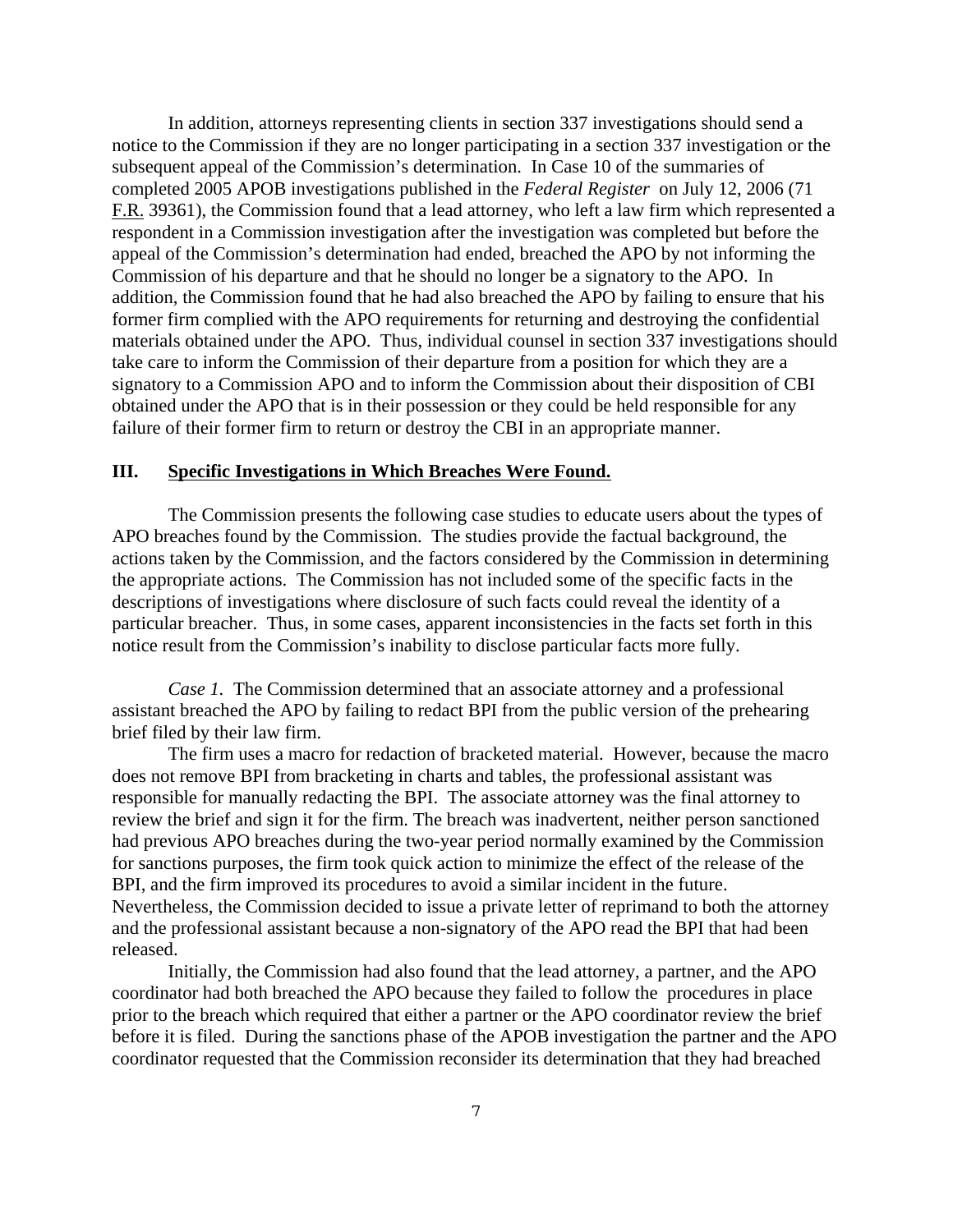In addition, attorneys representing clients in section 337 investigations should send a notice to the Commission if they are no longer participating in a section 337 investigation or the subsequent appeal of the Commission's determination. In Case 10 of the summaries of completed 2005 APOB investigations published in the *Federal Register* on July 12, 2006 (71 F.R. 39361), the Commission found that a lead attorney, who left a law firm which represented a respondent in a Commission investigation after the investigation was completed but before the appeal of the Commission's determination had ended, breached the APO by not informing the Commission of his departure and that he should no longer be a signatory to the APO. In addition, the Commission found that he had also breached the APO by failing to ensure that his former firm complied with the APO requirements for returning and destroying the confidential materials obtained under the APO. Thus, individual counsel in section 337 investigations should take care to inform the Commission of their departure from a position for which they are a signatory to a Commission APO and to inform the Commission about their disposition of CBI obtained under the APO that is in their possession or they could be held responsible for any failure of their former firm to return or destroy the CBI in an appropriate manner.

## III. Specific Investigations in Which Breaches Were Found.

The Commission presents the following case studies to educate users about the types of APO breaches found by the Commission. The studies provide the factual background, the actions taken by the Commission, and the factors considered by the Commission in determining the appropriate actions. The Commission has not included some of the specific facts in the descriptions of investigations where disclosure of such facts could reveal the identity of a particular breacher. Thus, in some cases, apparent inconsistencies in the facts set forth in this notice result from the Commission's inability to disclose particular facts more fully.

*Case 1*. The Commission determined that an associate attorney and a professional assistant breached the APO by failing to redact BPI from the public version of the prehearing brief filed by their law firm.

The firm uses a macro for redaction of bracketed material. However, because the macro does not remove BPI from bracketing in charts and tables, the professional assistant was responsible for manually redacting the BPI. The associate attorney was the final attorney to review the brief and sign it for the firm. The breach was inadvertent, neither person sanctioned had previous APO breaches during the two-year period normally examined by the Commission for sanctions purposes, the firm took quick action to minimize the effect of the release of the BPI, and the firm improved its procedures to avoid a similar incident in the future. Nevertheless, the Commission decided to issue a private letter of reprimand to both the attorney and the professional assistant because a non-signatory of the APO read the BPI that had been released.

Initially, the Commission had also found that the lead attorney, a partner, and the APO coordinator had both breached the APO because they failed to follow the procedures in place prior to the breach which required that either a partner or the APO coordinator review the brief before it is filed. During the sanctions phase of the APOB investigation the partner and the APO coordinator requested that the Commission reconsider its determination that they had breached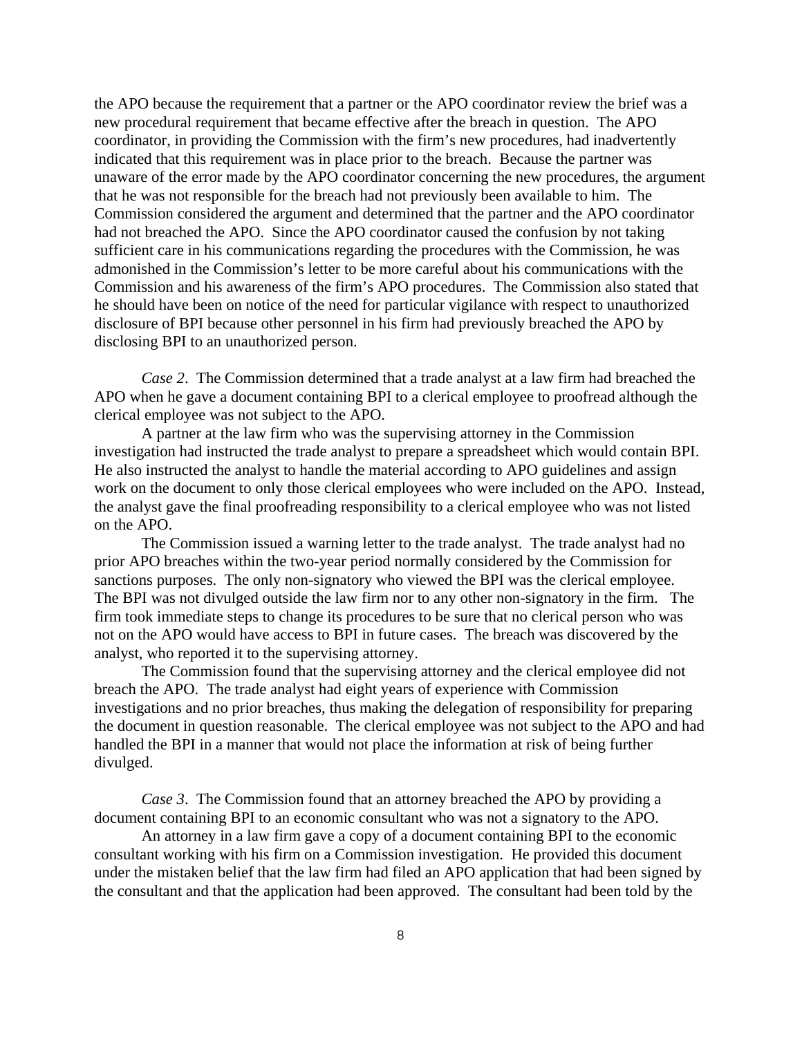the APO because the requirement that a partner or the APO coordinator review the brief was a new procedural requirement that became effective after the breach in question. The APO coordinator, in providing the Commission with the firm's new procedures, had inadvertently indicated that this requirement was in place prior to the breach. Because the partner was unaware of the error made by the APO coordinator concerning the new procedures, the argument that he was not responsible for the breach had not previously been available to him. The Commission considered the argument and determined that the partner and the APO coordinator had not breached the APO. Since the APO coordinator caused the confusion by not taking sufficient care in his communications regarding the procedures with the Commission, he was admonished in the Commission's letter to be more careful about his communications with the Commission and his awareness of the firm's APO procedures. The Commission also stated that he should have been on notice of the need for particular vigilance with respect to unauthorized disclosure of BPI because other personnel in his firm had previously breached the APO by disclosing BPI to an unauthorized person.

*Case 2*. The Commission determined that a trade analyst at a law firm had breached the APO when he gave a document containing BPI to a clerical employee to proofread although the clerical employee was not subject to the APO.

A partner at the law firm who was the supervising attorney in the Commission investigation had instructed the trade analyst to prepare a spreadsheet which would contain BPI. He also instructed the analyst to handle the material according to APO guidelines and assign work on the document to only those clerical employees who were included on the APO. Instead, the analyst gave the final proofreading responsibility to a clerical employee who was not listed on the APO.

The Commission issued a warning letter to the trade analyst. The trade analyst had no prior APO breaches within the two-year period normally considered by the Commission for sanctions purposes. The only non-signatory who viewed the BPI was the clerical employee. The BPI was not divulged outside the law firm nor to any other non-signatory in the firm. The firm took immediate steps to change its procedures to be sure that no clerical person who was not on the APO would have access to BPI in future cases. The breach was discovered by the analyst, who reported it to the supervising attorney.

The Commission found that the supervising attorney and the clerical employee did not breach the APO. The trade analyst had eight years of experience with Commission investigations and no prior breaches, thus making the delegation of responsibility for preparing the document in question reasonable. The clerical employee was not subject to the APO and had handled the BPI in a manner that would not place the information at risk of being further divulged.

*Case 3*. The Commission found that an attorney breached the APO by providing a document containing BPI to an economic consultant who was not a signatory to the APO.

An attorney in a law firm gave a copy of a document containing BPI to the economic consultant working with his firm on a Commission investigation. He provided this document under the mistaken belief that the law firm had filed an APO application that had been signed by the consultant and that the application had been approved. The consultant had been told by the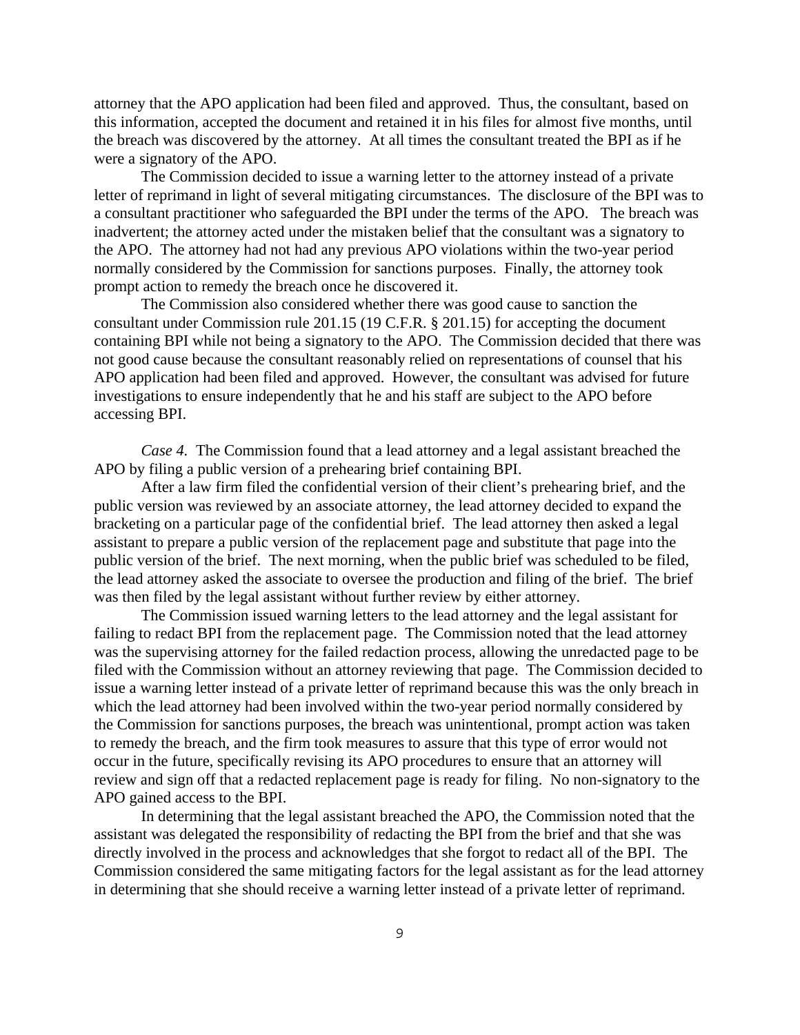attorney that the APO application had been filed and approved. Thus, the consultant, based on this information, accepted the document and retained it in his files for almost five months, until the breach was discovered by the attorney. At all times the consultant treated the BPI as if he were a signatory of the APO.

The Commission decided to issue a warning letter to the attorney instead of a private letter of reprimand in light of several mitigating circumstances. The disclosure of the BPI was to a consultant practitioner who safeguarded the BPI under the terms of the APO. The breach was inadvertent; the attorney acted under the mistaken belief that the consultant was a signatory to the APO. The attorney had not had any previous APO violations within the two-year period normally considered by the Commission for sanctions purposes. Finally, the attorney took prompt action to remedy the breach once he discovered it.

The Commission also considered whether there was good cause to sanction the consultant under Commission rule 201.15 (19 C.F.R. § 201.15) for accepting the document containing BPI while not being a signatory to the APO. The Commission decided that there was not good cause because the consultant reasonably relied on representations of counsel that his APO application had been filed and approved. However, the consultant was advised for future investigations to ensure independently that he and his staff are subject to the APO before accessing BPI.

*Case 4.* The Commission found that a lead attorney and a legal assistant breached the APO by filing a public version of a prehearing brief containing BPI.

After a law firm filed the confidential version of their client's prehearing brief, and the public version was reviewed by an associate attorney, the lead attorney decided to expand the bracketing on a particular page of the confidential brief. The lead attorney then asked a legal assistant to prepare a public version of the replacement page and substitute that page into the public version of the brief. The next morning, when the public brief was scheduled to be filed, the lead attorney asked the associate to oversee the production and filing of the brief. The brief was then filed by the legal assistant without further review by either attorney.

The Commission issued warning letters to the lead attorney and the legal assistant for failing to redact BPI from the replacement page. The Commission noted that the lead attorney was the supervising attorney for the failed redaction process, allowing the unredacted page to be filed with the Commission without an attorney reviewing that page. The Commission decided to issue a warning letter instead of a private letter of reprimand because this was the only breach in which the lead attorney had been involved within the two-year period normally considered by the Commission for sanctions purposes, the breach was unintentional, prompt action was taken to remedy the breach, and the firm took measures to assure that this type of error would not occur in the future, specifically revising its APO procedures to ensure that an attorney will review and sign off that a redacted replacement page is ready for filing. No non-signatory to the APO gained access to the BPI.

In determining that the legal assistant breached the APO, the Commission noted that the assistant was delegated the responsibility of redacting the BPI from the brief and that she was directly involved in the process and acknowledges that she forgot to redact all of the BPI. The Commission considered the same mitigating factors for the legal assistant as for the lead attorney in determining that she should receive a warning letter instead of a private letter of reprimand.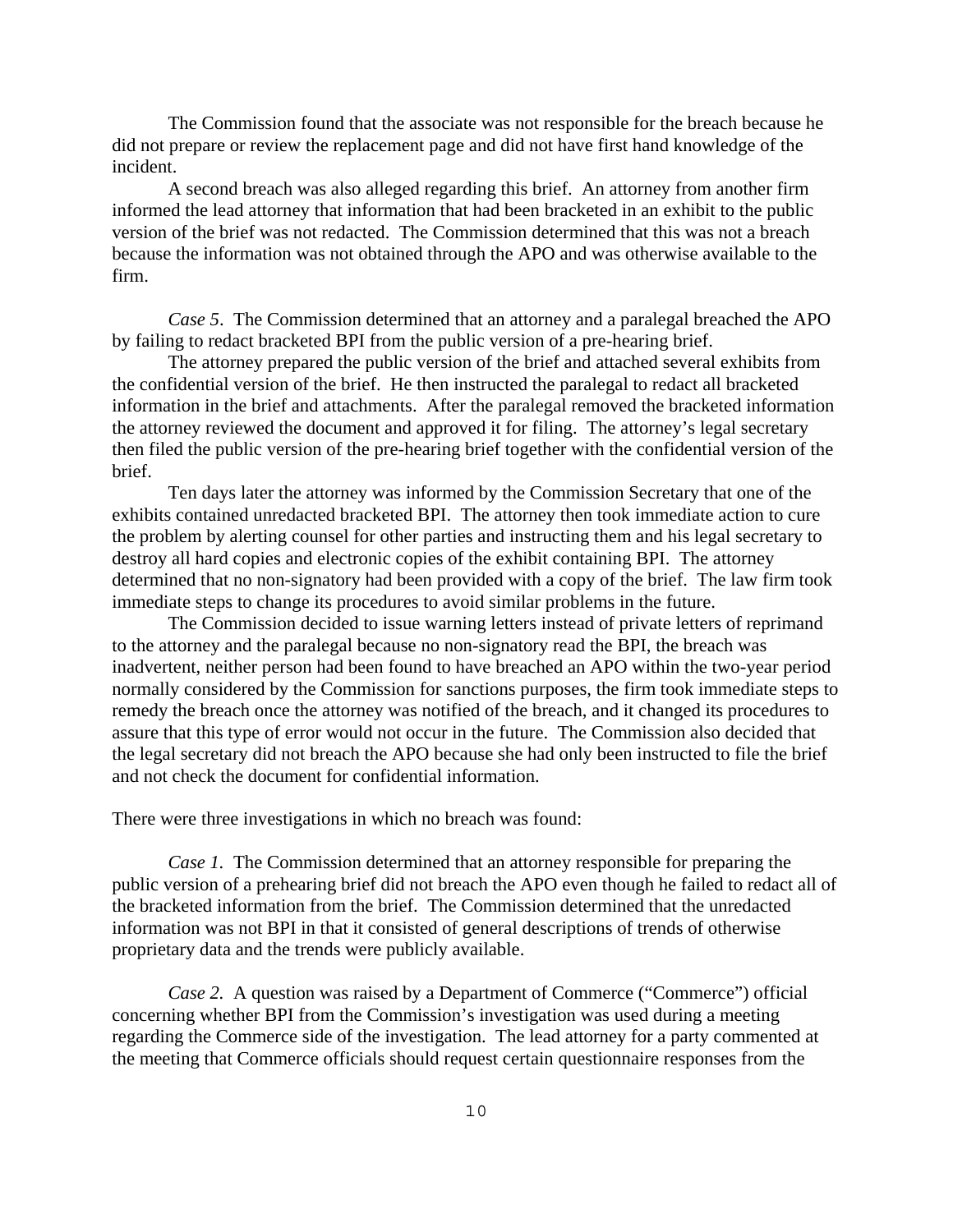The Commission found that the associate was not responsible for the breach because he did not prepare or review the replacement page and did not have first hand knowledge of the incident.

A second breach was also alleged regarding this brief. An attorney from another firm informed the lead attorney that information that had been bracketed in an exhibit to the public version of the brief was not redacted. The Commission determined that this was not a breach because the information was not obtained through the APO and was otherwise available to the firm.

*Case 5*. The Commission determined that an attorney and a paralegal breached the APO by failing to redact bracketed BPI from the public version of a pre-hearing brief.

The attorney prepared the public version of the brief and attached several exhibits from the confidential version of the brief. He then instructed the paralegal to redact all bracketed information in the brief and attachments. After the paralegal removed the bracketed information the attorney reviewed the document and approved it for filing. The attorney's legal secretary then filed the public version of the pre-hearing brief together with the confidential version of the brief.

Ten days later the attorney was informed by the Commission Secretary that one of the exhibits contained unredacted bracketed BPI. The attorney then took immediate action to cure the problem by alerting counsel for other parties and instructing them and his legal secretary to destroy all hard copies and electronic copies of the exhibit containing BPI. The attorney determined that no non-signatory had been provided with a copy of the brief. The law firm took immediate steps to change its procedures to avoid similar problems in the future.

The Commission decided to issue warning letters instead of private letters of reprimand to the attorney and the paralegal because no non-signatory read the BPI, the breach was inadvertent, neither person had been found to have breached an APO within the two-year period normally considered by the Commission for sanctions purposes, the firm took immediate steps to remedy the breach once the attorney was notified of the breach, and it changed its procedures to assure that this type of error would not occur in the future. The Commission also decided that the legal secretary did not breach the APO because she had only been instructed to file the brief and not check the document for confidential information.

There were three investigations in which no breach was found:

*Case 1*. The Commission determined that an attorney responsible for preparing the public version of a prehearing brief did not breach the APO even though he failed to redact all of the bracketed information from the brief. The Commission determined that the unredacted information was not BPI in that it consisted of general descriptions of trends of otherwise proprietary data and the trends were publicly available.

*Case 2*. A question was raised by a Department of Commerce ("Commerce") official concerning whether BPI from the Commission's investigation was used during a meeting regarding the Commerce side of the investigation. The lead attorney for a party commented at the meeting that Commerce officials should request certain questionnaire responses from the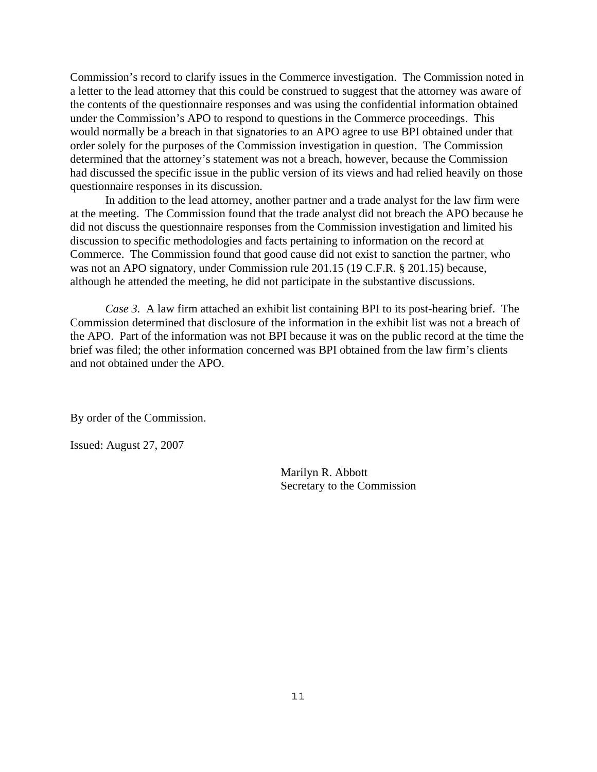Commission's record to clarify issues in the Commerce investigation. The Commission noted in a letter to the lead attorney that this could be construed to suggest that the attorney was aware of the contents of the questionnaire responses and was using the confidential information obtained under the Commission's APO to respond to questions in the Commerce proceedings. This would normally be a breach in that signatories to an APO agree to use BPI obtained under that order solely for the purposes of the Commission investigation in question. The Commission determined that the attorney's statement was not a breach, however, because the Commission had discussed the specific issue in the public version of its views and had relied heavily on those questionnaire responses in its discussion.

In addition to the lead attorney, another partner and a trade analyst for the law firm were at the meeting. The Commission found that the trade analyst did not breach the APO because he did not discuss the questionnaire responses from the Commission investigation and limited his discussion to specific methodologies and facts pertaining to information on the record at Commerce. The Commission found that good cause did not exist to sanction the partner, who was not an APO signatory, under Commission rule 201.15 (19 C.F.R. § 201.15) because, although he attended the meeting, he did not participate in the substantive discussions.

*Case 3.* A law firm attached an exhibit list containing BPI to its post-hearing brief. The Commission determined that disclosure of the information in the exhibit list was not a breach of the APO. Part of the information was not BPI because it was on the public record at the time the brief was filed; the other information concerned was BPI obtained from the law firm's clients and not obtained under the APO.

By order of the Commission.

Issued: August 27, 2007

Marilyn R. Abbott
Secretary to the Commission